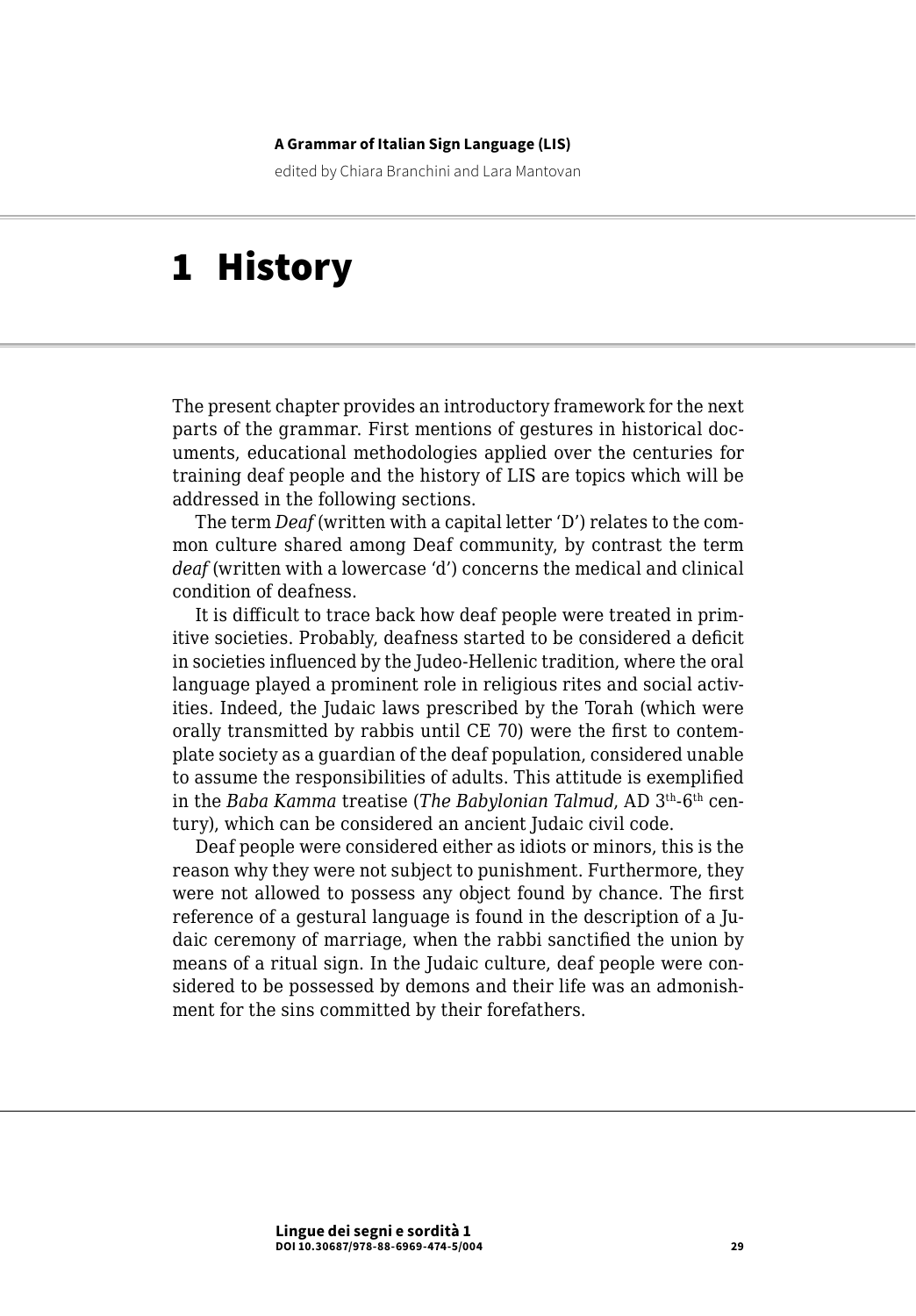**A Grammar of Italian Sign Language (LIS)**

edited by Chiara Branchini and Lara Mantovan

# 1 History

The present chapter provides an introductory framework for the next parts of the grammar. First mentions of gestures in historical documents, educational methodologies applied over the centuries for training deaf people and the history of LIS are topics which will be addressed in the following sections.

The term *Deaf* (written with a capital letter 'D') relates to the common culture shared among Deaf community, by contrast the term *deaf* (written with a lowercase 'd') concerns the medical and clinical condition of deafness.

It is difficult to trace back how deaf people were treated in primitive societies. Probably, deafness started to be considered a deficit in societies influenced by the Judeo-Hellenic tradition, where the oral language played a prominent role in religious rites and social activities. Indeed, the Judaic laws prescribed by the Torah (which were orally transmitted by rabbis until CE 70) were the first to contemplate society as a guardian of the deaf population, considered unable to assume the responsibilities of adults. This attitude is exemplified in the *Baba Kamma* treatise (*The Babylonian Talmud*, AD 3rd-6th century), which can be considered an ancient Judaic civil code.

Deaf people were considered either as idiots or minors, this is the reason why they were not subject to punishment. Furthermore, they were not allowed to possess any object found by chance. The first reference of a gestural language is found in the description of a Judaic ceremony of marriage, when the rabbi sanctified the union by means of a ritual sign. In the Judaic culture, deaf people were considered to be possessed by demons and their life was an admonishment for the sins committed by their forefathers.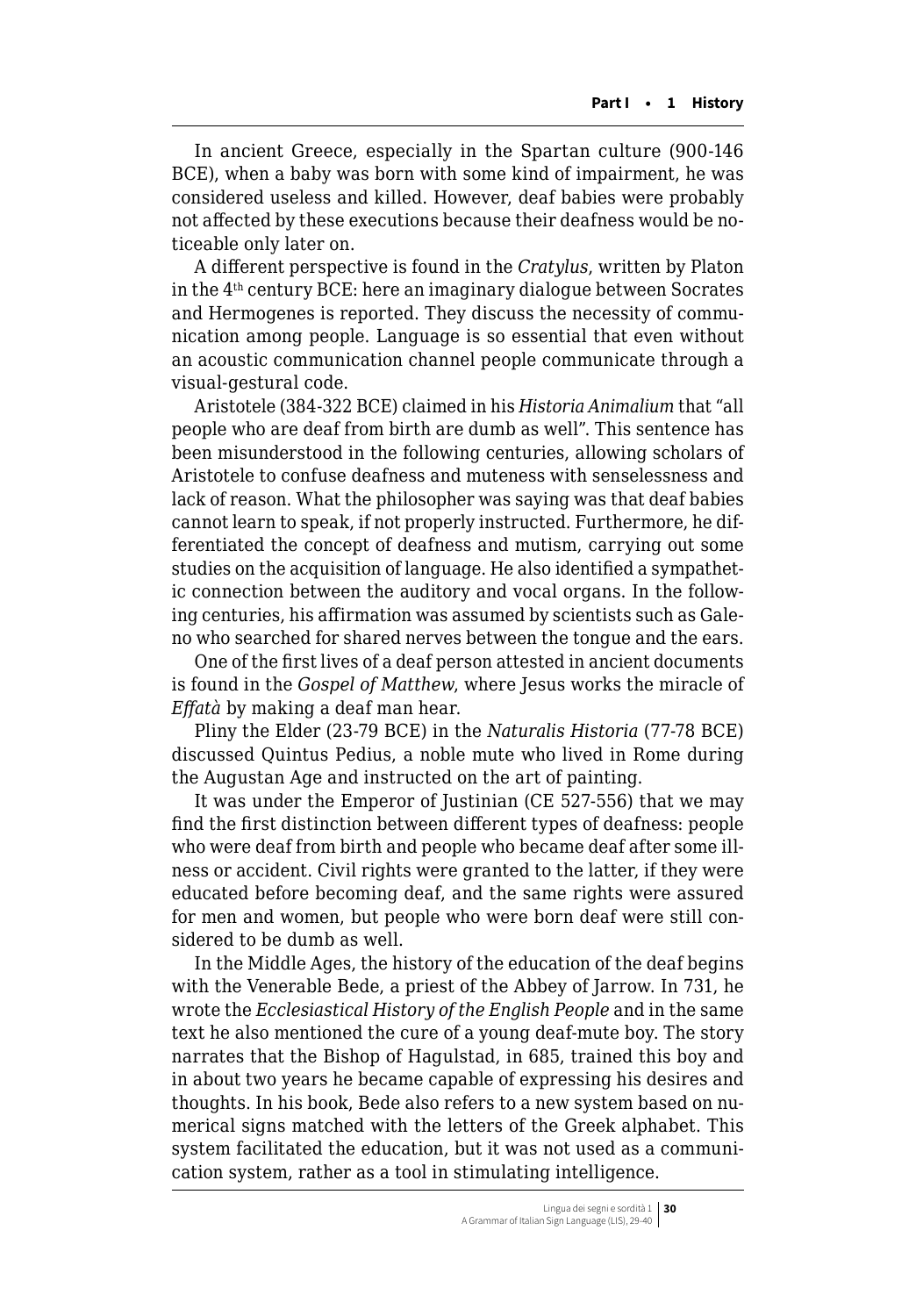In ancient Greece, especially in the Spartan culture (900-146 BCE), when a baby was born with some kind of impairment, he was considered useless and killed. However, deaf babies were probably not affected by these executions because their deafness would be noticeable only later on.

A different perspective is found in the *Cratylus*, written by Platon in the 4th century BCE: here an imaginary dialogue between Socrates and Hermogenes is reported. They discuss the necessity of communication among people. Language is so essential that even without an acoustic communication channel people communicate through a visual-gestural code.

Aristotele (384-322 BCE) claimed in his *Historia Animalium* that "all people who are deaf from birth are dumb as well". This sentence has been misunderstood in the following centuries, allowing scholars of Aristotele to confuse deafness and muteness with senselessness and lack of reason. What the philosopher was saying was that deaf babies cannot learn to speak, if not properly instructed. Furthermore, he differentiated the concept of deafness and mutism, carrying out some studies on the acquisition of language. He also identified a sympathetic connection between the auditory and vocal organs. In the following centuries, his affirmation was assumed by scientists such as Galeno who searched for shared nerves between the tongue and the ears.

One of the first lives of a deaf person attested in ancient documents is found in the *Gospel of Matthew*, where Jesus works the miracle of *Effatà* by making a deaf man hear.

Pliny the Elder (23-79 BCE) in the *Naturalis Historia* (77-78 BCE) discussed Quintus Pedius, a noble mute who lived in Rome during the Augustan Age and instructed on the art of painting.

It was under the Emperor of Justinian (CE 527-556) that we may find the first distinction between different types of deafness: people who were deaf from birth and people who became deaf after some illness or accident. Civil rights were granted to the latter, if they were educated before becoming deaf, and the same rights were assured for men and women, but people who were born deaf were still considered to be dumb as well.

In the Middle Ages, the history of the education of the deaf begins with the Venerable Bede, a priest of the Abbey of Jarrow. In 731, he wrote the *Ecclesiastical History of the English People* and in the same text he also mentioned the cure of a young deaf-mute boy. The story narrates that the Bishop of Hagulstad, in 685, trained this boy and in about two years he became capable of expressing his desires and thoughts. In his book, Bede also refers to a new system based on numerical signs matched with the letters of the Greek alphabet. This system facilitated the education, but it was not used as a communication system, rather as a tool in stimulating intelligence.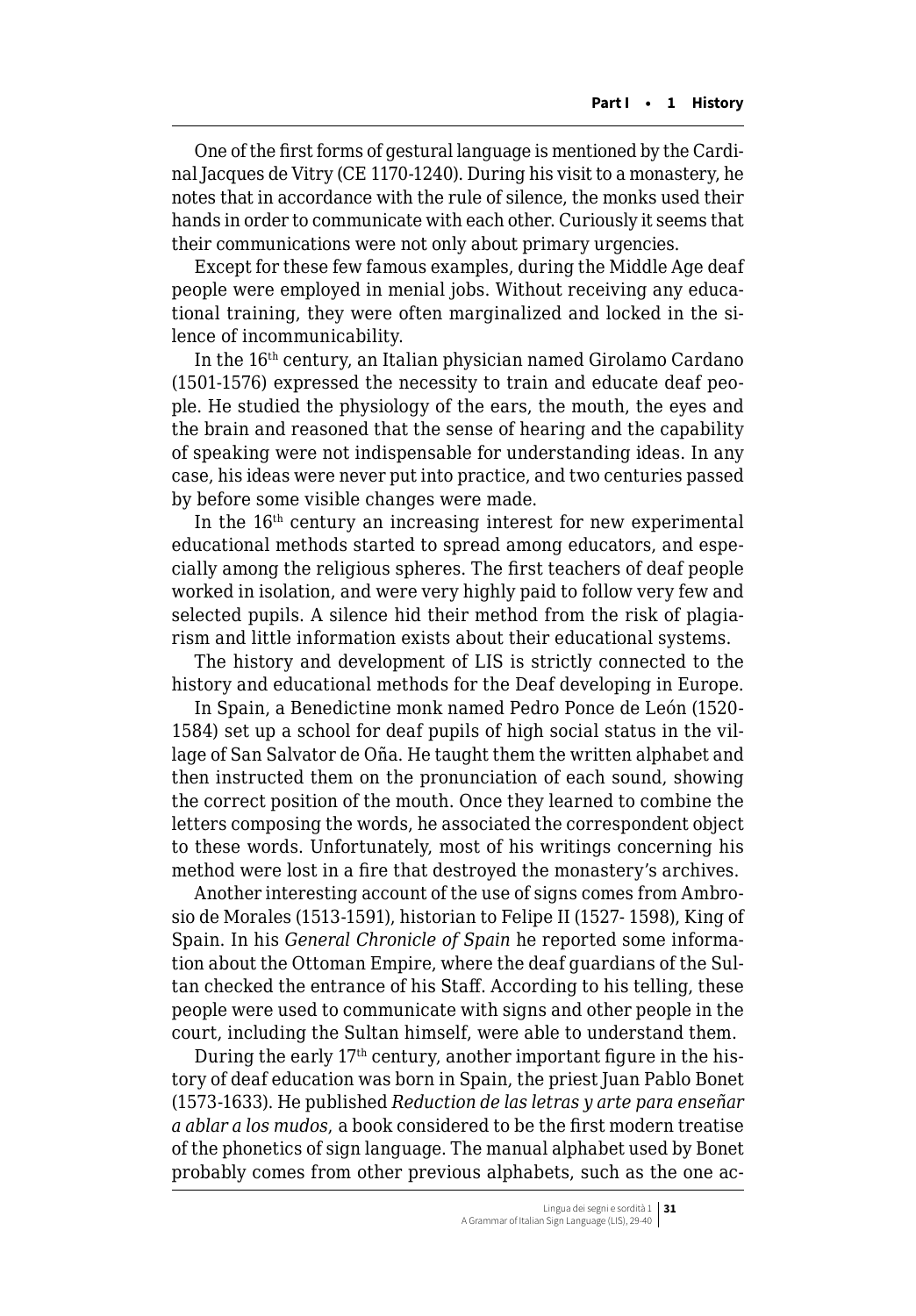One of the first forms of gestural language is mentioned by the Cardinal Jacques de Vitry (CE 1170-1240). During his visit to a monastery, he notes that in accordance with the rule of silence, the monks used their hands in order to communicate with each other. Curiously it seems that their communications were not only about primary urgencies.

Except for these few famous examples, during the Middle Age deaf people were employed in menial jobs. Without receiving any educational training, they were often marginalized and locked in the silence of incommunicability.

In the 16th century, an Italian physician named Girolamo Cardano (1501-1576) expressed the necessity to train and educate deaf people. He studied the physiology of the ears, the mouth, the eyes and the brain and reasoned that the sense of hearing and the capability of speaking were not indispensable for understanding ideas. In any case, his ideas were never put into practice, and two centuries passed by before some visible changes were made.

In the 16th century an increasing interest for new experimental educational methods started to spread among educators, and especially among the religious spheres. The first teachers of deaf people worked in isolation, and were very highly paid to follow very few and selected pupils. A silence hid their method from the risk of plagiarism and little information exists about their educational systems.

The history and development of LIS is strictly connected to the history and educational methods for the Deaf developing in Europe.

In Spain, a Benedictine monk named Pedro Ponce de León (1520-1584) set up a school for deaf pupils of high social status in the village of San Salvator de Oña. He taught them the written alphabet and then instructed them on the pronunciation of each sound, showing the correct position of the mouth. Once they learned to combine the letters composing the words, he associated the correspondent object to these words. Unfortunately, most of his writings concerning his method were lost in a fire that destroyed the monastery's archives.

Another interesting account of the use of signs comes from Ambrosio de Morales (1513-1591), historian to Felipe II (1527- 1598), King of Spain. In his *General Chronicle of Spain* he reported some information about the Ottoman Empire, where the deaf guardians of the Sultan checked the entrance of his Staff. According to his telling, these people were used to communicate with signs and other people in the court, including the Sultan himself, were able to understand them.

During the early 17th century, another important figure in the history of deaf education was born in Spain, the priest Juan Pablo Bonet (1573-1633). He published *Reduction de las letras y arte para enseñar a ablar a los mudos*, a book considered to be the first modern treatise of the phonetics of sign language. The manual alphabet used by Bonet probably comes from other previous alphabets, such as the one ac-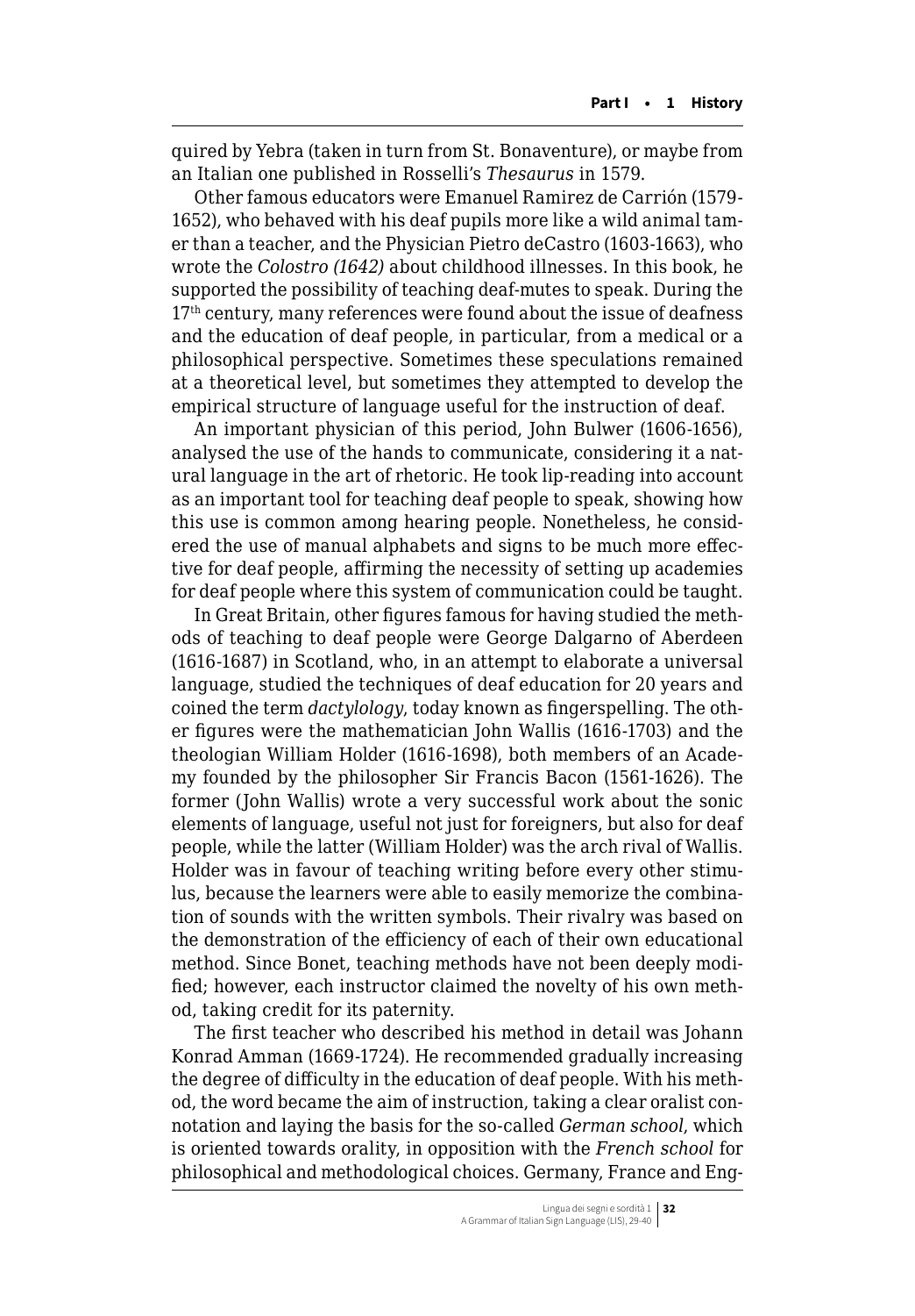quired by Yebra (taken in turn from St. Bonaventure), or maybe from an Italian one published in Rosselli's *Thesaurus* in 1579.

Other famous educators were Emanuel Ramirez de Carrión (1579-1652), who behaved with his deaf pupils more like a wild animal tamer than a teacher, and the Physician Pietro deCastro (1603-1663), who wrote the *Colostro (1642)* about childhood illnesses. In this book, he supported the possibility of teaching deaf-mutes to speak. During the 17th century, many references were found about the issue of deafness and the education of deaf people, in particular, from a medical or a philosophical perspective. Sometimes these speculations remained at a theoretical level, but sometimes they attempted to develop the empirical structure of language useful for the instruction of deaf.

An important physician of this period, John Bulwer (1606-1656), analysed the use of the hands to communicate, considering it a natural language in the art of rhetoric. He took lip-reading into account as an important tool for teaching deaf people to speak, showing how this use is common among hearing people. Nonetheless, he considered the use of manual alphabets and signs to be much more effective for deaf people, affirming the necessity of setting up academies for deaf people where this system of communication could be taught.

In Great Britain, other figures famous for having studied the methods of teaching to deaf people were George Dalgarno of Aberdeen (1616-1687) in Scotland, who, in an attempt to elaborate a universal language, studied the techniques of deaf education for 20 years and coined the term *dactylology*, today known as fingerspelling. The other figures were the mathematician John Wallis (1616-1703) and the theologian William Holder (1616-1698), both members of an Academy founded by the philosopher Sir Francis Bacon (1561-1626). The former (John Wallis) wrote a very successful work about the sonic elements of language, useful not just for foreigners, but also for deaf people, while the latter (William Holder) was the arch rival of Wallis. Holder was in favour of teaching writing before every other stimulus, because the learners were able to easily memorize the combination of sounds with the written symbols. Their rivalry was based on the demonstration of the efficiency of each of their own educational method. Since Bonet, teaching methods have not been deeply modified; however, each instructor claimed the novelty of his own method, taking credit for its paternity.

The first teacher who described his method in detail was Johann Konrad Amman (1669-1724). He recommended gradually increasing the degree of difficulty in the education of deaf people. With his method, the word became the aim of instruction, taking a clear oralist connotation and laying the basis for the so-called *German school*, which is oriented towards orality, in opposition with the *French school* for philosophical and methodological choices. Germany, France and Eng-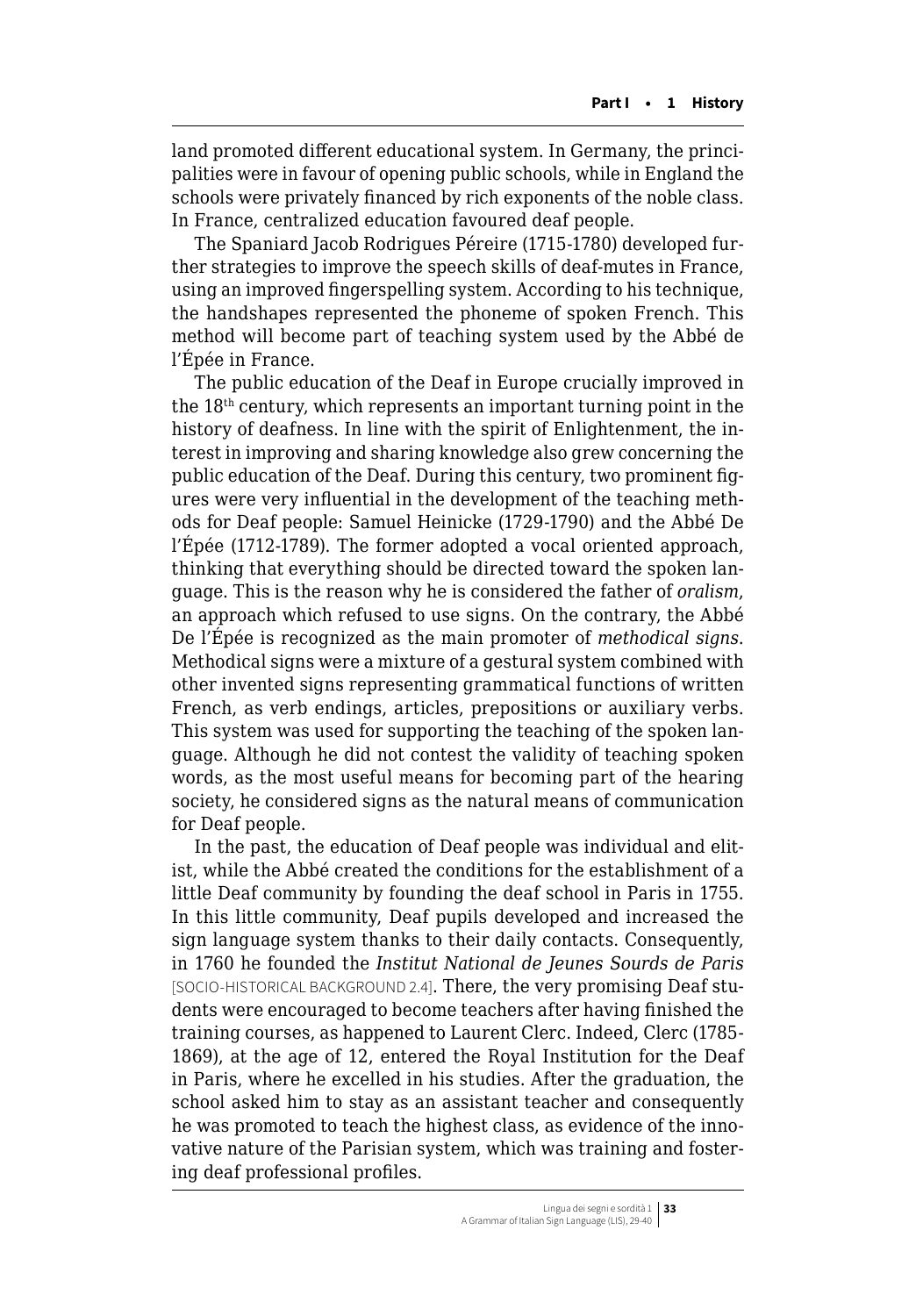land promoted different educational system. In Germany, the principalities were in favour of opening public schools, while in England the schools were privately financed by rich exponents of the noble class. In France, centralized education favoured deaf people.

The Spaniard Jacob Rodrigues Péreire (1715-1780) developed further strategies to improve the speech skills of deaf-mutes in France, using an improved fingerspelling system. According to his technique, the handshapes represented the phoneme of spoken French. This method will become part of teaching system used by the Abbé de l'Épée in France.

The public education of the Deaf in Europe crucially improved in the 18th century, which represents an important turning point in the history of deafness. In line with the spirit of Enlightenment, the interest in improving and sharing knowledge also grew concerning the public education of the Deaf. During this century, two prominent figures were very influential in the development of the teaching methods for Deaf people: Samuel Heinicke (1729-1790) and the Abbé De l'Épée (1712-1789). The former adopted a vocal oriented approach, thinking that everything should be directed toward the spoken language. This is the reason why he is considered the father of *oralism*, an approach which refused to use signs. On the contrary, the Abbé De l'Épée is recognized as the main promoter of *methodical signs*. Methodical signs were a mixture of a gestural system combined with other invented signs representing grammatical functions of written French, as verb endings, articles, prepositions or auxiliary verbs. This system was used for supporting the teaching of the spoken language. Although he did not contest the validity of teaching spoken words, as the most useful means for becoming part of the hearing society, he considered signs as the natural means of communication for Deaf people.

In the past, the education of Deaf people was individual and elitist, while the Abbé created the conditions for the establishment of a little Deaf community by founding the deaf school in Paris in 1755. In this little community, Deaf pupils developed and increased the sign language system thanks to their daily contacts. Consequently, in 1760 he founded the *Institut National de Jeunes Sourds de Paris* [SOCIO-HISTORICAL BACKGROUND 2.4]. There, the very promising Deaf students were encouraged to become teachers after having finished the training courses, as happened to Laurent Clerc. Indeed, Clerc (1785-1869), at the age of 12, entered the Royal Institution for the Deaf in Paris, where he excelled in his studies. After the graduation, the school asked him to stay as an assistant teacher and consequently he was promoted to teach the highest class, as evidence of the innovative nature of the Parisian system, which was training and fostering deaf professional profiles.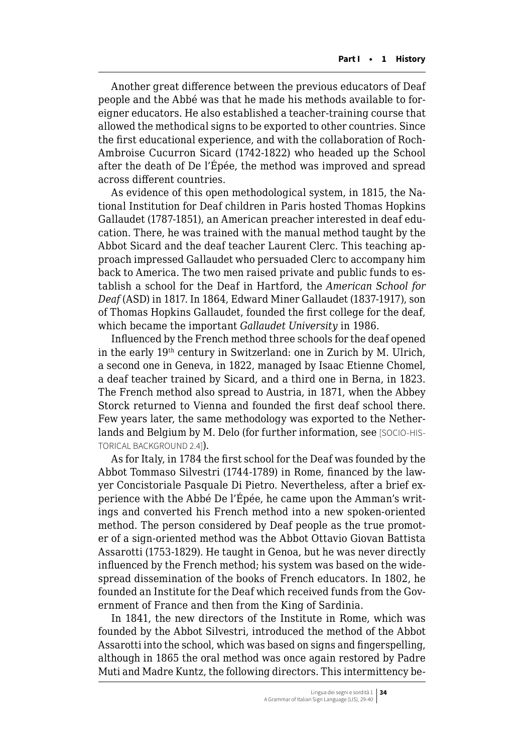Another great difference between the previous educators of Deaf people and the Abbé was that he made his methods available to foreigner educators. He also established a teacher-training course that allowed the methodical signs to be exported to other countries. Since the first educational experience, and with the collaboration of Roch-Ambroise Cucurron Sicard (1742-1822) who headed up the School after the death of De l'Épée, the method was improved and spread across different countries.

As evidence of this open methodological system, in 1815, the National Institution for Deaf children in Paris hosted Thomas Hopkins Gallaudet (1787-1851), an American preacher interested in deaf education. There, he was trained with the manual method taught by the Abbot Sicard and the deaf teacher Laurent Clerc. This teaching approach impressed Gallaudet who persuaded Clerc to accompany him back to America. The two men raised private and public funds to establish a school for the Deaf in Hartford, the *American School for Deaf* (ASD) in 1817. In 1864, Edward Miner Gallaudet (1837-1917), son of Thomas Hopkins Gallaudet, founded the first college for the deaf, which became the important *Gallaudet University* in 1986.

Influenced by the French method three schools for the deaf opened in the early 19th century in Switzerland: one in Zurich by M. Ulrich, a second one in Geneva, in 1822, managed by Isaac Etienne Chomel, a deaf teacher trained by Sicard, and a third one in Berna, in 1823. The French method also spread to Austria, in 1871, when the Abbey Storck returned to Vienna and founded the first deaf school there. Few years later, the same methodology was exported to the Netherlands and Belgium by M. Delo (for further information, see [SOCIO-HISTORICAL BACKGROUND 2.4]).

As for Italy, in 1784 the first school for the Deaf was founded by the Abbot Tommaso Silvestri (1744-1789) in Rome, financed by the lawyer Concistoriale Pasquale Di Pietro. Nevertheless, after a brief experience with the Abbé De l'Épée, he came upon the Amman's writings and converted his French method into a new spoken-oriented method. The person considered by Deaf people as the true promoter of a sign-oriented method was the Abbot Ottavio Giovan Battista Assarotti (1753-1829). He taught in Genoa, but he was never directly influenced by the French method; his system was based on the widespread dissemination of the books of French educators. In 1802, he founded an Institute for the Deaf which received funds from the Government of France and then from the King of Sardinia.

In 1841, the new directors of the Institute in Rome, which was founded by the Abbot Silvestri, introduced the method of the Abbot Assarotti into the school, which was based on signs and fingerspelling, although in 1865 the oral method was once again restored by Padre Muti and Madre Kuntz, the following directors. This intermittency be-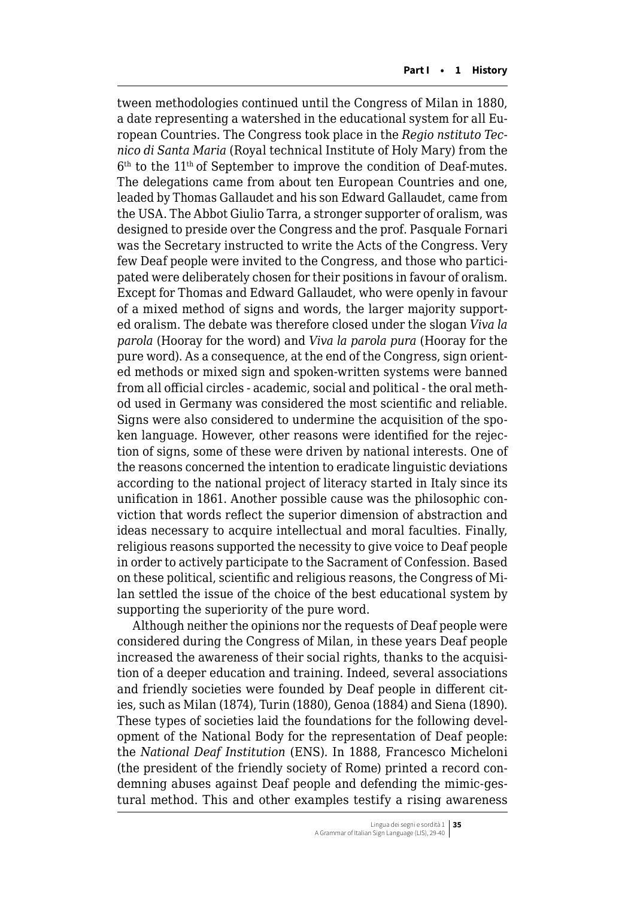tween methodologies continued until the Congress of Milan in 1880, a date representing a watershed in the educational system for all European Countries. The Congress took place in the *Regio nstituto Tecnico di Santa Maria* (Royal technical Institute of Holy Mary) from the 6th to the 11th of September to improve the condition of Deaf-mutes. The delegations came from about ten European Countries and one, leaded by Thomas Gallaudet and his son Edward Gallaudet, came from the USA. The Abbot Giulio Tarra, a stronger supporter of oralism, was designed to preside over the Congress and the prof. Pasquale Fornari was the Secretary instructed to write the Acts of the Congress. Very few Deaf people were invited to the Congress, and those who participated were deliberately chosen for their positions in favour of oralism. Except for Thomas and Edward Gallaudet, who were openly in favour of a mixed method of signs and words, the larger majority supported oralism. The debate was therefore closed under the slogan *Viva la parola* (Hooray for the word) and *Viva la parola pura* (Hooray for the pure word). As a consequence, at the end of the Congress, sign oriented methods or mixed sign and spoken-written systems were banned from all official circles - academic, social and political - the oral method used in Germany was considered the most scientific and reliable. Signs were also considered to undermine the acquisition of the spoken language. However, other reasons were identified for the rejection of signs, some of these were driven by national interests. One of the reasons concerned the intention to eradicate linguistic deviations according to the national project of literacy started in Italy since its unification in 1861. Another possible cause was the philosophic conviction that words reflect the superior dimension of abstraction and ideas necessary to acquire intellectual and moral faculties. Finally, religious reasons supported the necessity to give voice to Deaf people in order to actively participate to the Sacrament of Confession. Based on these political, scientific and religious reasons, the Congress of Milan settled the issue of the choice of the best educational system by supporting the superiority of the pure word.

Although neither the opinions nor the requests of Deaf people were considered during the Congress of Milan, in these years Deaf people increased the awareness of their social rights, thanks to the acquisition of a deeper education and training. Indeed, several associations and friendly societies were founded by Deaf people in different cities, such as Milan (1874), Turin (1880), Genoa (1884) and Siena (1890). These types of societies laid the foundations for the following development of the National Body for the representation of Deaf people: the *National Deaf Institution* (ENS). In 1888, Francesco Micheloni (the president of the friendly society of Rome) printed a record condemning abuses against Deaf people and defending the mimic-gestural method. This and other examples testify a rising awareness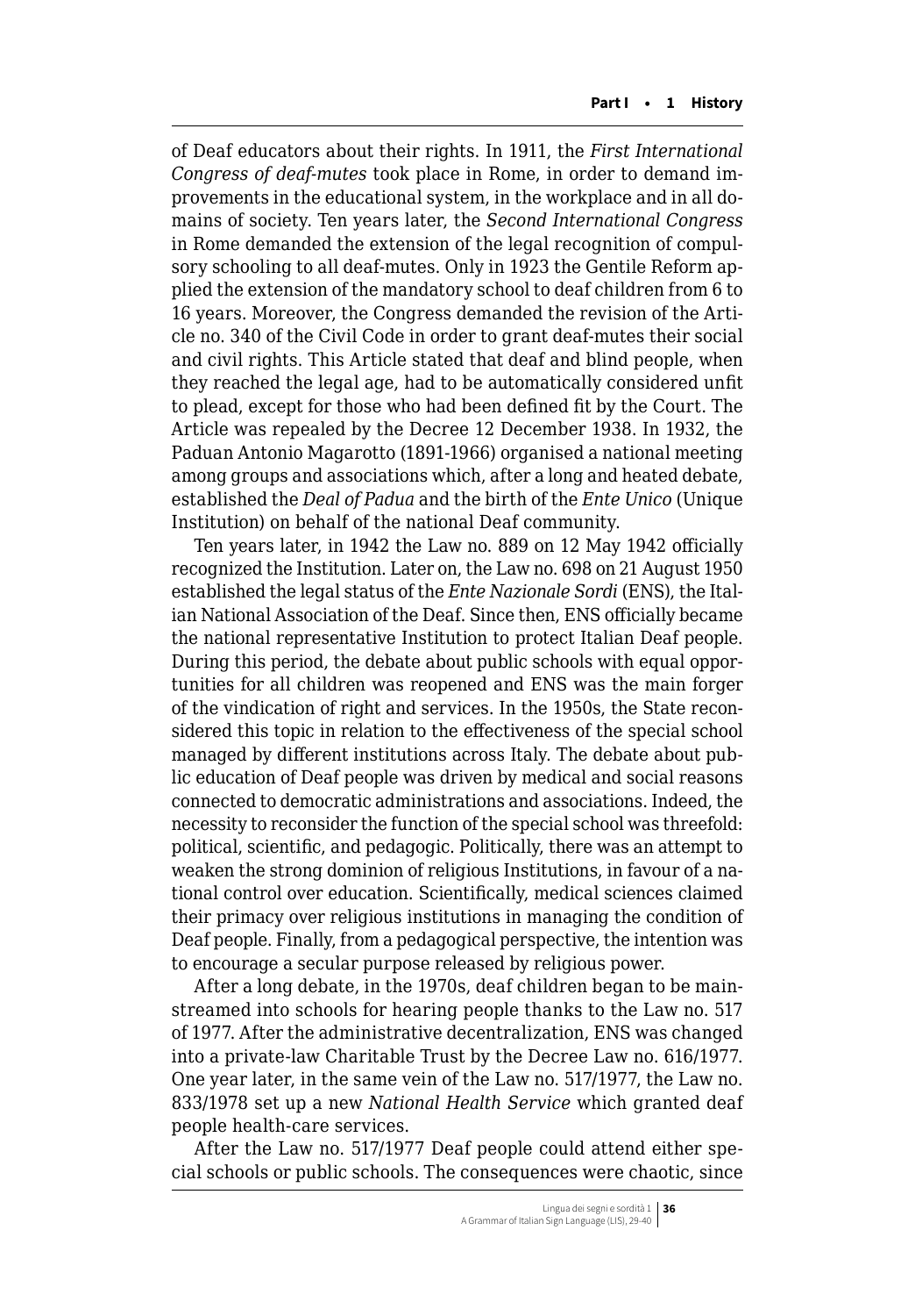of Deaf educators about their rights. In 1911, the *First International Congress of deaf-mutes* took place in Rome, in order to demand improvements in the educational system, in the workplace and in all domains of society. Ten years later, the *Second International Congress* in Rome demanded the extension of the legal recognition of compulsory schooling to all deaf-mutes. Only in 1923 the Gentile Reform applied the extension of the mandatory school to deaf children from 6 to 16 years. Moreover, the Congress demanded the revision of the Article no. 340 of the Civil Code in order to grant deaf-mutes their social and civil rights. This Article stated that deaf and blind people, when they reached the legal age, had to be automatically considered unfit to plead, except for those who had been defined fit by the Court. The Article was repealed by the Decree 12 December 1938. In 1932, the Paduan Antonio Magarotto (1891-1966) organised a national meeting among groups and associations which, after a long and heated debate, established the *Deal of Padua* and the birth of the *Ente Unico* (Unique Institution) on behalf of the national Deaf community.

Ten years later, in 1942 the Law no. 889 on 12 May 1942 officially recognized the Institution. Later on, the Law no. 698 on 21 August 1950 established the legal status of the *Ente Nazionale Sordi* (ENS), the Italian National Association of the Deaf. Since then, ENS officially became the national representative Institution to protect Italian Deaf people. During this period, the debate about public schools with equal opportunities for all children was reopened and ENS was the main forger of the vindication of right and services. In the 1950s, the State reconsidered this topic in relation to the effectiveness of the special school managed by different institutions across Italy. The debate about public education of Deaf people was driven by medical and social reasons connected to democratic administrations and associations. Indeed, the necessity to reconsider the function of the special school was threefold: political, scientific, and pedagogic. Politically, there was an attempt to weaken the strong dominion of religious Institutions, in favour of a national control over education. Scientifically, medical sciences claimed their primacy over religious institutions in managing the condition of Deaf people. Finally, from a pedagogical perspective, the intention was to encourage a secular purpose released by religious power.

After a long debate, in the 1970s, deaf children began to be mainstreamed into schools for hearing people thanks to the Law no. 517 of 1977. After the administrative decentralization, ENS was changed into a private-law Charitable Trust by the Decree Law no. 616/1977. One year later, in the same vein of the Law no. 517/1977, the Law no. 833/1978 set up a new *National Health Service* which granted deaf people health-care services.

After the Law no. 517/1977 Deaf people could attend either special schools or public schools. The consequences were chaotic, since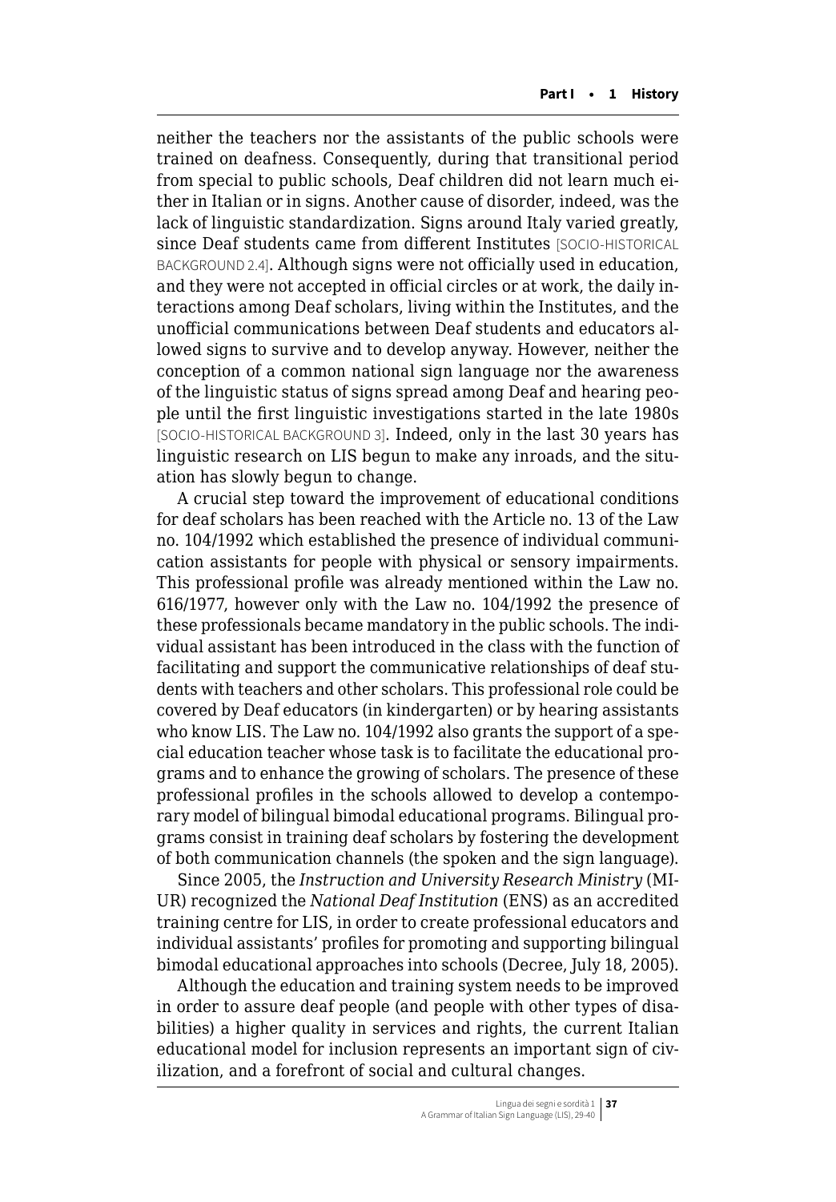neither the teachers nor the assistants of the public schools were trained on deafness. Consequently, during that transitional period from special to public schools, Deaf children did not learn much either in Italian or in signs. Another cause of disorder, indeed, was the lack of linguistic standardization. Signs around Italy varied greatly, since Deaf students came from different Institutes [SOCIO-HISTORICAL BACKGROUND 2.4]. Although signs were not officially used in education, and they were not accepted in official circles or at work, the daily interactions among Deaf scholars, living within the Institutes, and the unofficial communications between Deaf students and educators allowed signs to survive and to develop anyway. However, neither the conception of a common national sign language nor the awareness of the linguistic status of signs spread among Deaf and hearing people until the first linguistic investigations started in the late 1980s [SOCIO-HISTORICAL BACKGROUND 3]. Indeed, only in the last 30 years has linguistic research on LIS begun to make any inroads, and the situation has slowly begun to change.

A crucial step toward the improvement of educational conditions for deaf scholars has been reached with the Article no. 13 of the Law no. 104/1992 which established the presence of individual communication assistants for people with physical or sensory impairments. This professional profile was already mentioned within the Law no. 616/1977, however only with the Law no. 104/1992 the presence of these professionals became mandatory in the public schools. The individual assistant has been introduced in the class with the function of facilitating and support the communicative relationships of deaf students with teachers and other scholars. This professional role could be covered by Deaf educators (in kindergarten) or by hearing assistants who know LIS. The Law no. 104/1992 also grants the support of a special education teacher whose task is to facilitate the educational programs and to enhance the growing of scholars. The presence of these professional profiles in the schools allowed to develop a contemporary model of bilingual bimodal educational programs. Bilingual programs consist in training deaf scholars by fostering the development of both communication channels (the spoken and the sign language).

Since 2005, the *Instruction and University Research Ministry* (MIUR) recognized the *National Deaf Institution* (ENS) as an accredited training centre for LIS, in order to create professional educators and individual assistants' profiles for promoting and supporting bilingual bimodal educational approaches into schools (Decree, July 18, 2005).

Although the education and training system needs to be improved in order to assure deaf people (and people with other types of disabilities) a higher quality in services and rights, the current Italian educational model for inclusion represents an important sign of civilization, and a forefront of social and cultural changes.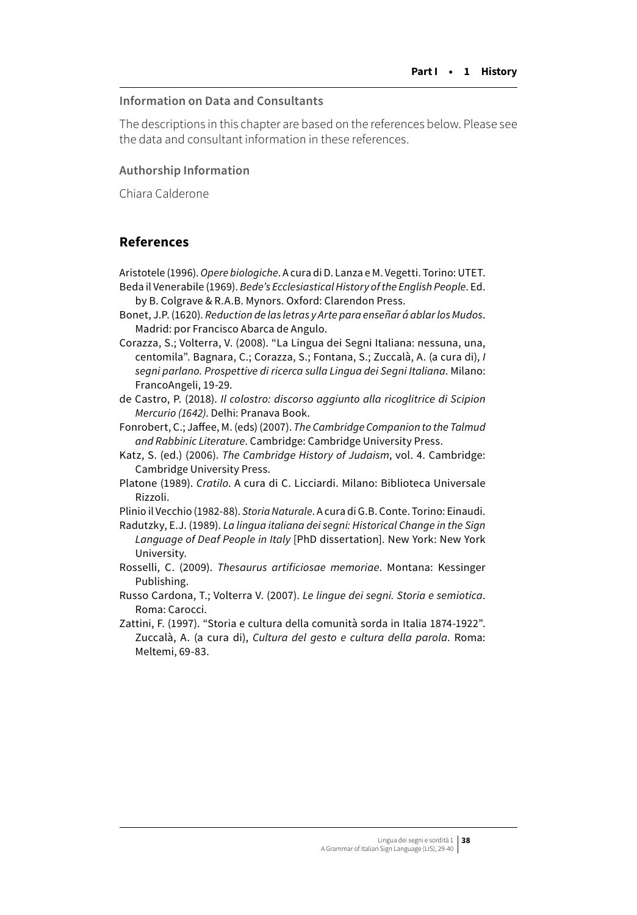### Information on Data and Consultants

The descriptions in this chapter are based on the references below. Please see the data and consultant information in these references.

### Authorship Information

Chiara Calderone

## References

Aristotele (1996). *Opere biologiche*. A cura di D. Lanza e M. Vegetti. Torino: UTET.

Beda il Venerabile (1969). *Bede's Ecclesiastical History of the English People*. Ed. by B. Colgrave & R.A.B. Mynors. Oxford: Clarendon Press.

Bonet, J.P. (1620). *Reduction de las letras y Arte para enseñar á ablar los Mudos*. Madrid: por Francisco Abarca de Angulo.

Corazza, S.; Volterra, V. (2008). "La Lingua dei Segni Italiana: nessuna, una, centomila". Bagnara, C.; Corazza, S.; Fontana, S.; Zuccalà, A. (a cura di), *I segni parlano. Prospettive di ricerca sulla Lingua dei Segni Italiana*. Milano: FrancoAngeli, 19-29.

de Castro, P. (2018). *Il colostro: discorso aggiunto alla ricoglitrice di Scipion Mercurio (1642)*. Delhi: Pranava Book.

Fonrobert, C.; Jaffee, M. (eds) (2007). *The Cambridge Companion to the Talmud and Rabbinic Literature*. Cambridge: Cambridge University Press.

Katz, S. (ed.) (2006). *The Cambridge History of Judaism*, vol. 4. Cambridge: Cambridge University Press.

Platone (1989). *Cratilo*. A cura di C. Licciardi. Milano: Biblioteca Universale Rizzoli.

Plinio il Vecchio (1982-88). *Storia Naturale*. A cura di G.B. Conte. Torino: Einaudi.

Radutzky, E.J. (1989). *La lingua italiana dei segni: Historical Change in the Sign Language of Deaf People in Italy* [PhD dissertation]. New York: New York University.

Rosselli, C. (2009). *Thesaurus artificiosae memoriae*. Montana: Kessinger Publishing.

Russo Cardona, T.; Volterra V. (2007). *Le lingue dei segni. Storia e semiotica*. Roma: Carocci.

Zattini, F. (1997). "Storia e cultura della comunità sorda in Italia 1874-1922". Zuccalà, A. (a cura di), *Cultura del gesto e cultura della parola*. Roma: Meltemi, 69-83.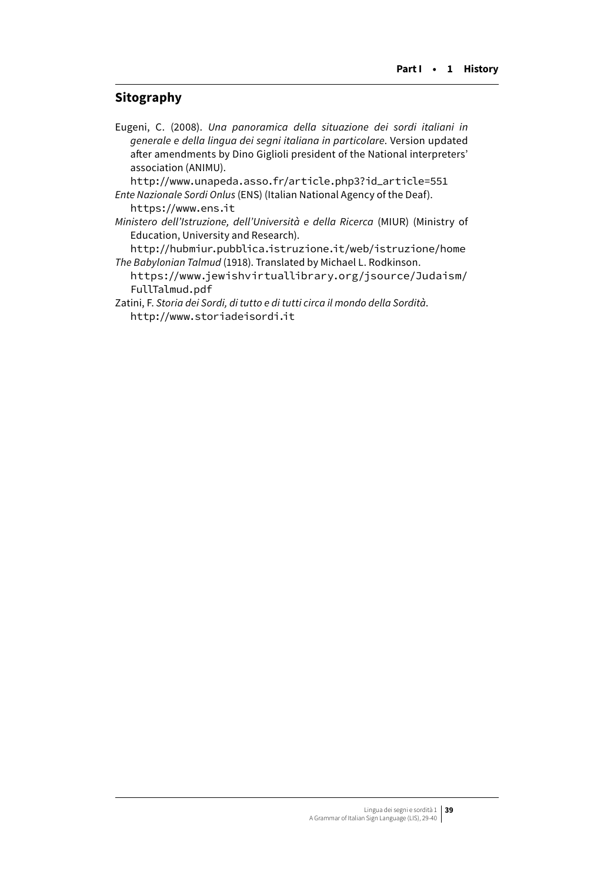## Sitography

Eugeni, C. (2008). *Una panoramica della situazione dei sordi italiani in generale e della lingua dei segni italiana in particolare*. Version updated after amendments by Dino Giglioli president of the National interpreters' association (ANIMU).
http://www.unapeda.asso.fr/article.php3?id_article=551

*Ente Nazionale Sordi Onlus* (ENS) (Italian National Agency of the Deaf).
https://www.ens.it

*Ministero dell'Istruzione, dell'Università e della Ricerca* (MIUR) (Ministry of Education, University and Research).
http://hubmiur.pubblica.istruzione.it/web/istruzione/home

*The Babylonian Talmud* (1918). Translated by Michael L. Rodkinson.
https://www.jewishvirtuallibrary.org/jsource/Judaism/FullTalmud.pdf

Zatini, F. *Storia dei Sordi, di tutto e di tutti circa il mondo della Sordità*.
http://www.storiadeisordi.it